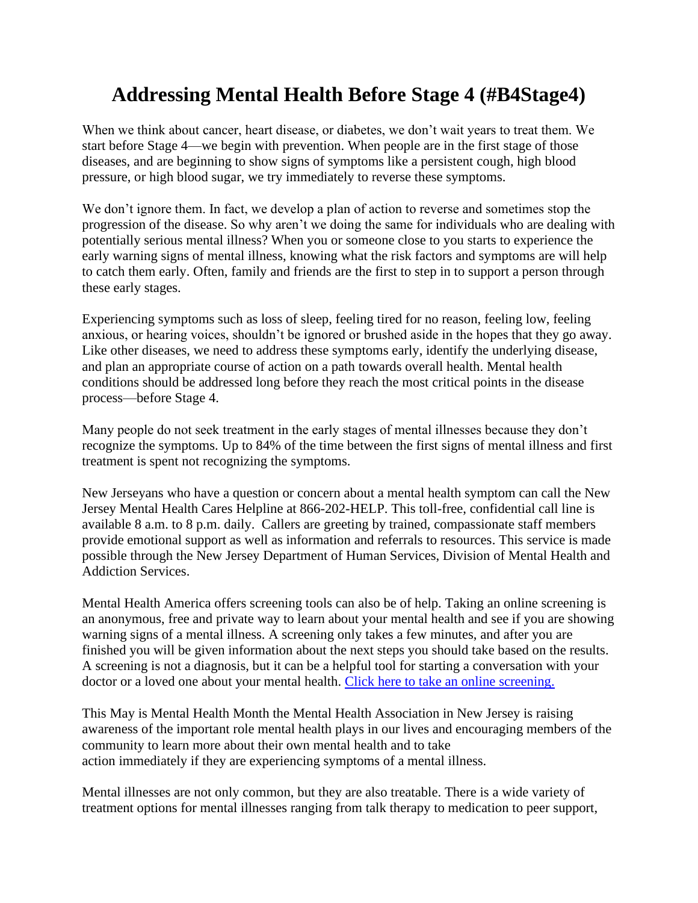# Addressing Mental Health Before Stage 4 (#B4Stage4)

When we think about cancer, heart disease, or diabetes, we don't wait years to treat them. We start before Stage 4—we begin with prevention. When people are in the first stage of those diseases, and are beginning to show signs of symptoms like a persistent cough, high blood pressure, or high blood sugar, we try immediately to reverse these symptoms.

We don't ignore them. In fact, we develop a plan of action to reverse and sometimes stop the progression of the disease. So why aren't we doing the same for individuals who are dealing with potentially serious mental illness? When you or someone close to you starts to experience the early warning signs of mental illness, knowing what the risk factors and symptoms are will help to catch them early. Often, family and friends are the first to step in to support a person through these early stages.

Experiencing symptoms such as loss of sleep, feeling tired for no reason, feeling low, feeling anxious, or hearing voices, shouldn't be ignored or brushed aside in the hopes that they go away. Like other diseases, we need to address these symptoms early, identify the underlying disease, and plan an appropriate course of action on a path towards overall health. Mental health conditions should be addressed long before they reach the most critical points in the disease process—before Stage 4.

Many people do not seek treatment in the early stages of mental illnesses because they don't recognize the symptoms. Up to 84% of the time between the first signs of mental illness and first treatment is spent not recognizing the symptoms.

New Jerseyans who have a question or concern about a mental health symptom can call the New Jersey Mental Health Cares Helpline at 866-202-HELP. This toll-free, confidential call line is available 8 a.m. to 8 p.m. daily. Callers are greeting by trained, compassionate staff members provide emotional support as well as information and referrals to resources. This service is made possible through the New Jersey Department of Human Services, Division of Mental Health and Addiction Services.

Mental Health America offers screening tools can also be of help. Taking an online screening is an anonymous, free and private way to learn about your mental health and see if you are showing warning signs of a mental illness. A screening only takes a few minutes, and after you are finished you will be given information about the next steps you should take based on the results. A screening is not a diagnosis, but it can be a helpful tool for starting a conversation with your doctor or a loved one about your mental health. Click here to take an online screening.

This May is Mental Health Month the Mental Health Association in New Jersey is raising awareness of the important role mental health plays in our lives and encouraging members of the community to learn more about their own mental health and to take action immediately if they are experiencing symptoms of a mental illness.

Mental illnesses are not only common, but they are also treatable. There is a wide variety of treatment options for mental illnesses ranging from talk therapy to medication to peer support,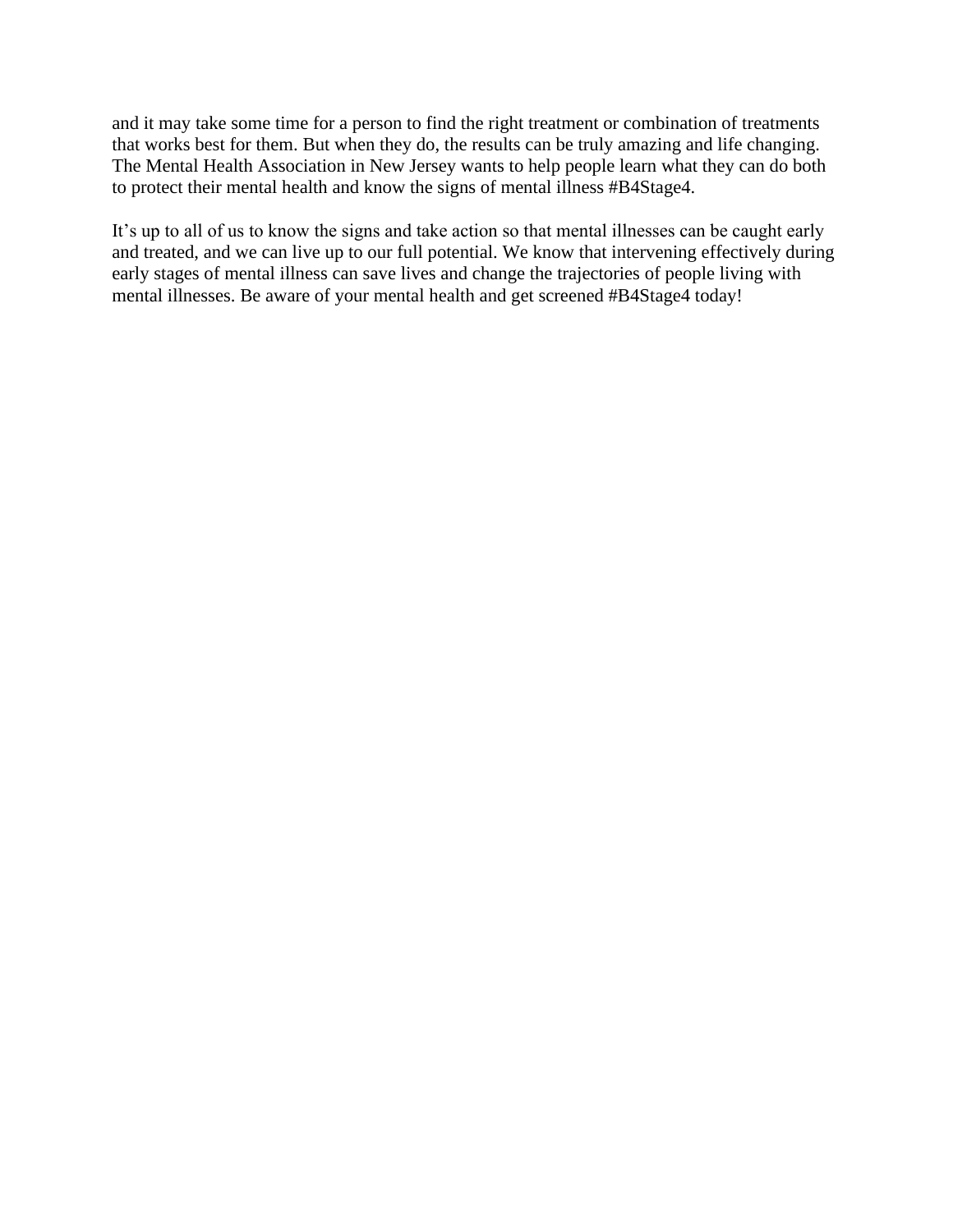and it may take some time for a person to find the right treatment or combination of treatments that works best for them. But when they do, the results can be truly amazing and life changing. The Mental Health Association in New Jersey wants to help people learn what they can do both to protect their mental health and know the signs of mental illness #B4Stage4.

It's up to all of us to know the signs and take action so that mental illnesses can be caught early and treated, and we can live up to our full potential. We know that intervening effectively during early stages of mental illness can save lives and change the trajectories of people living with mental illnesses. Be aware of your mental health and get screened #B4Stage4 today!